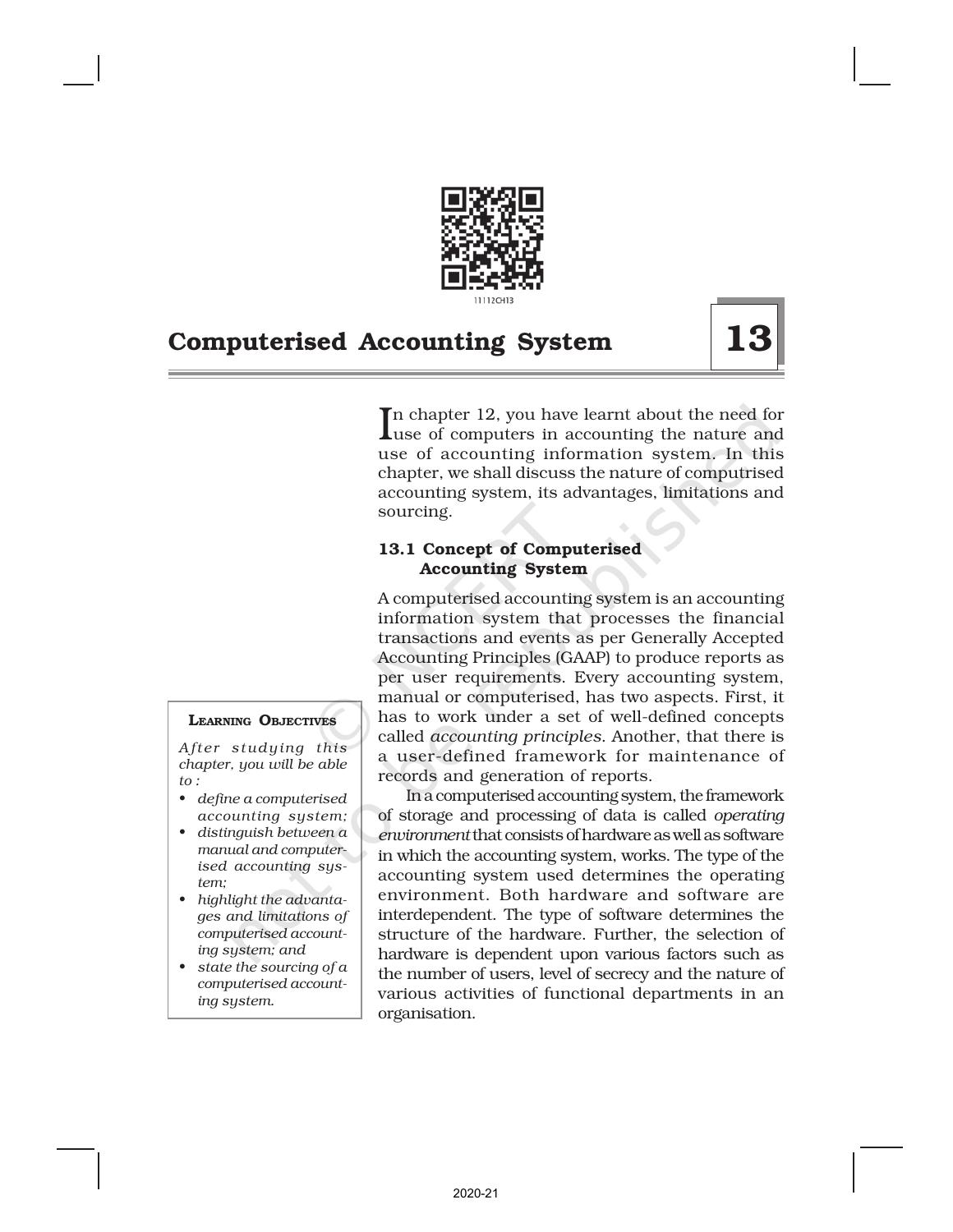# Computerised Accounting System

## 13

**Learning Objectives**

*After studying this chapter, you will be able to :*

- *define a computerised accounting system;*
- *distinguish between a manual and computerised accounting system;*
- *highlight the advantages and limitations of computerised accounting system; and*
- *state the sourcing of a computerised accounting system.*

In chapter 12, you have learnt about the need for use of computers in accounting the nature and use of accounting information system. In this chapter, we shall discuss the nature of computrised accounting system, its advantages, limitations and sourcing.

### 13.1 Concept of Computerised Accounting System

A computerised accounting system is an accounting information system that processes the financial transactions and events as per Generally Accepted Accounting Principles (GAAP) to produce reports as per user requirements. Every accounting system, manual or computerised, has two aspects. First, it has to work under a set of well-defined concepts called *accounting principles*. Another, that there is a user-defined framework for maintenance of records and generation of reports.

In a computerised accounting system, the framework of storage and processing of data is called *operating environment* that consists of hardware as well as software in which the accounting system, works. The type of the accounting system used determines the operating environment. Both hardware and software are interdependent. The type of software determines the structure of the hardware. Further, the selection of hardware is dependent upon various factors such as the number of users, level of secrecy and the nature of various activities of functional departments in an organisation.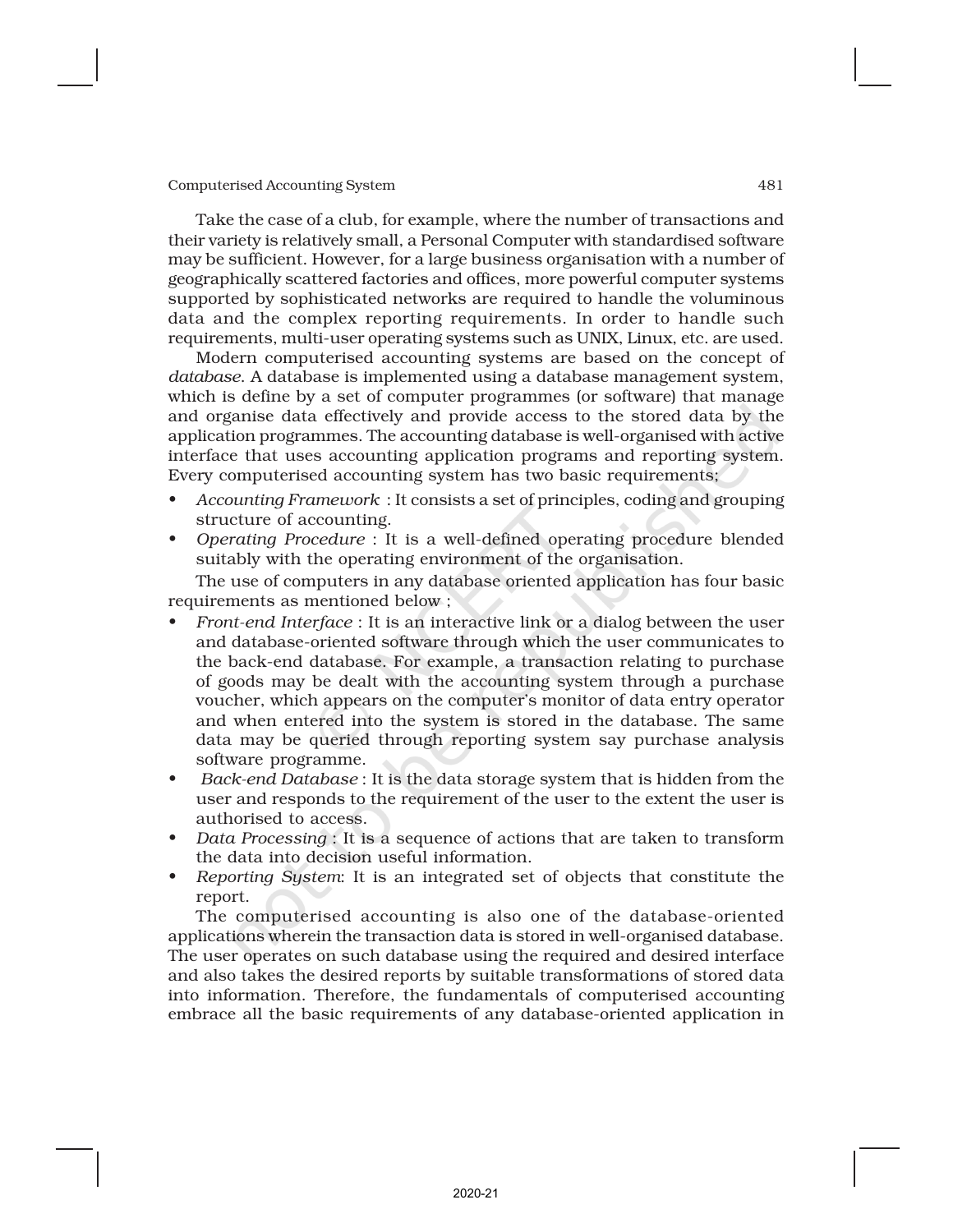Take the case of a club, for example, where the number of transactions and their variety is relatively small, a Personal Computer with standardised software may be sufficient. However, for a large business organisation with a number of geographically scattered factories and offices, more powerful computer systems supported by sophisticated networks are required to handle the voluminous data and the complex reporting requirements. In order to handle such requirements, multi-user operating systems such as UNIX, Linux, etc. are used.

Modern computerised accounting systems are based on the concept of *database*. A database is implemented using a database management system, which is define by a set of computer programmes (or software) that manage and organise data effectively and provide access to the stored data by the application programmes. The accounting database is well-organised with active interface that uses accounting application programs and reporting system. Every computerised accounting system has two basic requirements;

- *Accounting Framework* : It consists a set of principles, coding and grouping structure of accounting.
- *Operating Procedure* : It is a well-defined operating procedure blended suitably with the operating environment of the organisation.

The use of computers in any database oriented application has four basic requirements as mentioned below ;

- *Front-end Interface* : It is an interactive link or a dialog between the user and database-oriented software through which the user communicates to the back-end database. For example, a transaction relating to purchase of goods may be dealt with the accounting system through a purchase voucher, which appears on the computer's monitor of data entry operator and when entered into the system is stored in the database. The same data may be queried through reporting system say purchase analysis software programme.
- *Back-end Database* : It is the data storage system that is hidden from the user and responds to the requirement of the user to the extent the user is authorised to access.
- *Data Processing* : It is a sequence of actions that are taken to transform the data into decision useful information.
- *Reporting System*: It is an integrated set of objects that constitute the report.

The computerised accounting is also one of the database-oriented applications wherein the transaction data is stored in well-organised database. The user operates on such database using the required and desired interface and also takes the desired reports by suitable transformations of stored data into information. Therefore, the fundamentals of computerised accounting embrace all the basic requirements of any database-oriented application in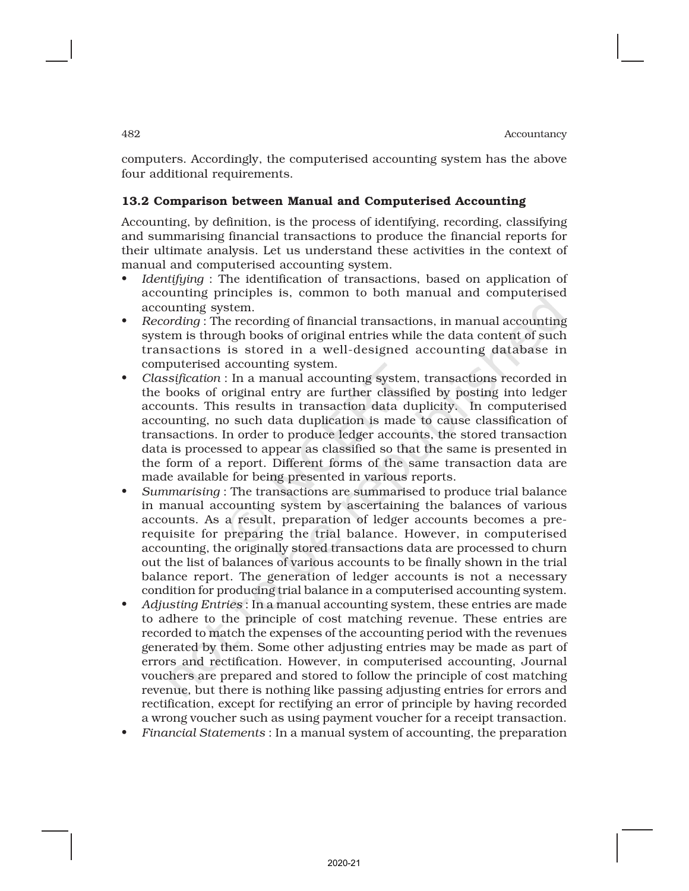computers. Accordingly, the computerised accounting system has the above four additional requirements.

### 13.2 Comparison between Manual and Computerised Accounting

Accounting, by definition, is the process of identifying, recording, classifying and summarising financial transactions to produce the financial reports for their ultimate analysis. Let us understand these activities in the context of manual and computerised accounting system.

- *Identifying* : The identification of transactions, based on application of accounting principles is, common to both manual and computerised accounting system.
- *Recording* : The recording of financial transactions, in manual accounting system is through books of original entries while the data content of such transactions is stored in a well-designed accounting database in computerised accounting system.
- *Classification* : In a manual accounting system, transactions recorded in the books of original entry are further classified by posting into ledger accounts. This results in transaction data duplicity. In computerised accounting, no such data duplication is made to cause classification of transactions. In order to produce ledger accounts, the stored transaction data is processed to appear as classified so that the same is presented in the form of a report. Different forms of the same transaction data are made available for being presented in various reports.
- *Summarising* : The transactions are summarised to produce trial balance in manual accounting system by ascertaining the balances of various accounts. As a result, preparation of ledger accounts becomes a pre-requisite for preparing the trial balance. However, in computerised accounting, the originally stored transactions data are processed to churn out the list of balances of various accounts to be finally shown in the trial balance report. The generation of ledger accounts is not a necessary condition for producing trial balance in a computerised accounting system.
- *Adjusting Entries* : In a manual accounting system, these entries are made to adhere to the principle of cost matching revenue. These entries are recorded to match the expenses of the accounting period with the revenues generated by them. Some other adjusting entries may be made as part of errors and rectification. However, in computerised accounting, Journal vouchers are prepared and stored to follow the principle of cost matching revenue, but there is nothing like passing adjusting entries for errors and rectification, except for rectifying an error of principle by having recorded a wrong voucher such as using payment voucher for a receipt transaction.
- *Financial Statements* : In a manual system of accounting, the preparation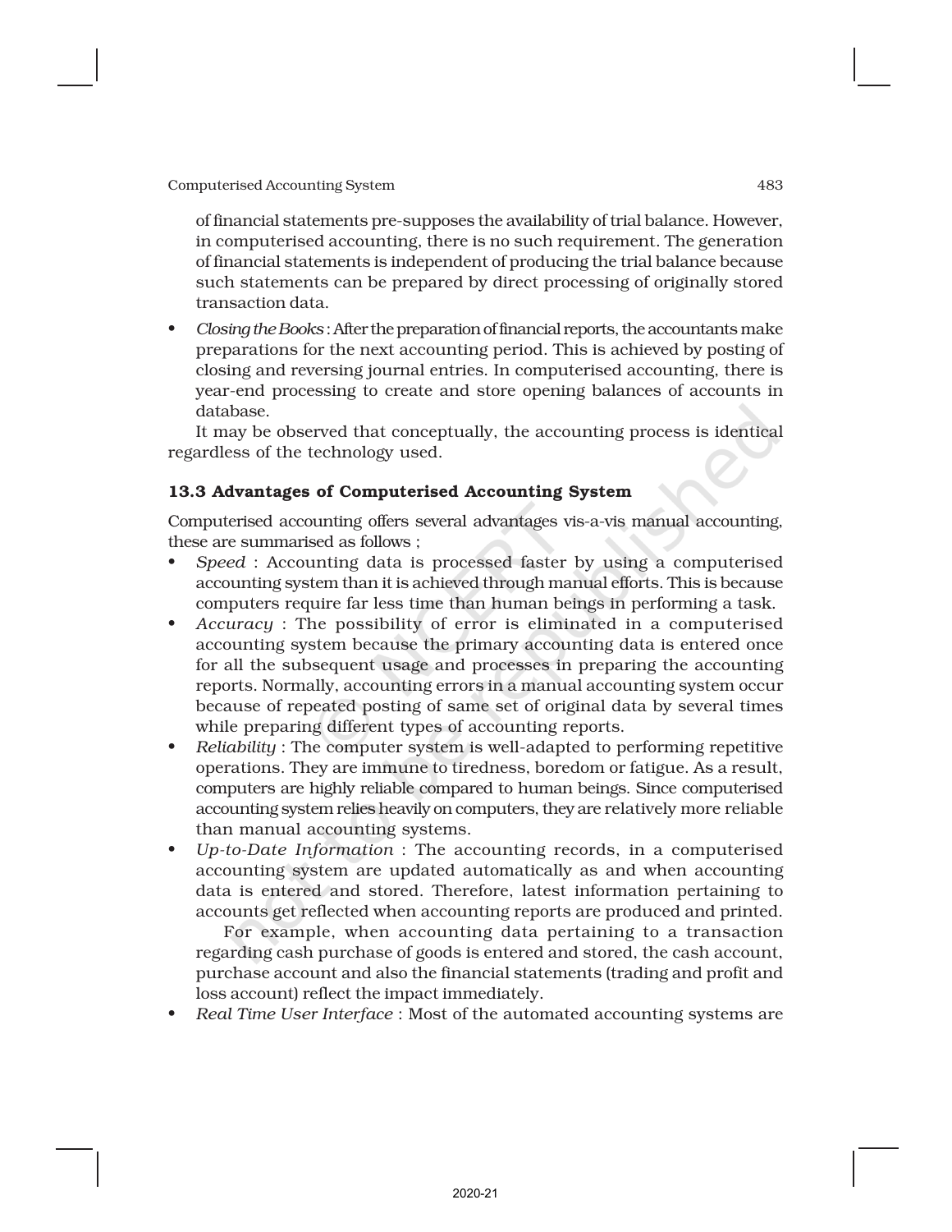of financial statements pre-supposes the availability of trial balance. However, in computerised accounting, there is no such requirement. The generation of financial statements is independent of producing the trial balance because such statements can be prepared by direct processing of originally stored transaction data.

- *Closing the Books* : After the preparation of financial reports, the accountants make preparations for the next accounting period. This is achieved by posting of closing and reversing journal entries. In computerised accounting, there is year-end processing to create and store opening balances of accounts in database.

It may be observed that conceptually, the accounting process is identical regardless of the technology used.

### 13.3 Advantages of Computerised Accounting System

Computerised accounting offers several advantages vis-a-vis manual accounting, these are summarised as follows ;

- *Speed* : Accounting data is processed faster by using a computerised accounting system than it is achieved through manual efforts. This is because computers require far less time than human beings in performing a task.
- *Accuracy* : The possibility of error is eliminated in a computerised accounting system because the primary accounting data is entered once for all the subsequent usage and processes in preparing the accounting reports. Normally, accounting errors in a manual accounting system occur because of repeated posting of same set of original data by several times while preparing different types of accounting reports.
- *Reliability* : The computer system is well-adapted to performing repetitive operations. They are immune to tiredness, boredom or fatigue. As a result, computers are highly reliable compared to human beings. Since computerised accounting system relies heavily on computers, they are relatively more reliable than manual accounting systems.
- *Up-to-Date Information* : The accounting records, in a computerised accounting system are updated automatically as and when accounting data is entered and stored. Therefore, latest information pertaining to accounts get reflected when accounting reports are produced and printed.

  For example, when accounting data pertaining to a transaction regarding cash purchase of goods is entered and stored, the cash account, purchase account and also the financial statements (trading and profit and loss account) reflect the impact immediately.
- *Real Time User Interface* : Most of the automated accounting systems are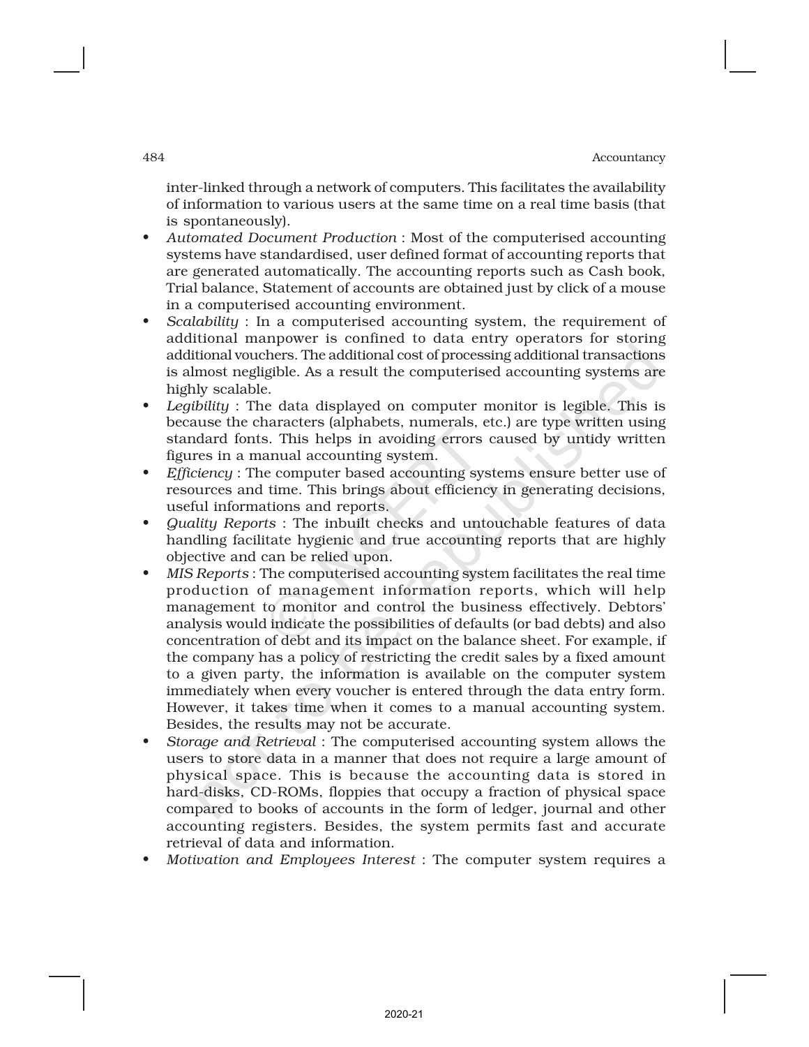inter-linked through a network of computers. This facilitates the availability of information to various users at the same time on a real time basis (that is spontaneously).

- *Automated Document Production* : Most of the computerised accounting systems have standardised, user defined format of accounting reports that are generated automatically. The accounting reports such as Cash book, Trial balance, Statement of accounts are obtained just by click of a mouse in a computerised accounting environment.
- *Scalability* : In a computerised accounting system, the requirement of additional manpower is confined to data entry operators for storing additional vouchers. The additional cost of processing additional transactions is almost negligible. As a result the computerised accounting systems are highly scalable.
- *Legibility* : The data displayed on computer monitor is legible. This is because the characters (alphabets, numerals, etc.) are type written using standard fonts. This helps in avoiding errors caused by untidy written figures in a manual accounting system.
- *Efficiency* : The computer based accounting systems ensure better use of resources and time. This brings about efficiency in generating decisions, useful informations and reports.
- *Quality Reports* : The inbuilt checks and untouchable features of data handling facilitate hygienic and true accounting reports that are highly objective and can be relied upon.
- *MIS Reports* : The computerised accounting system facilitates the real time production of management information reports, which will help management to monitor and control the business effectively. Debtors' analysis would indicate the possibilities of defaults (or bad debts) and also concentration of debt and its impact on the balance sheet. For example, if the company has a policy of restricting the credit sales by a fixed amount to a given party, the information is available on the computer system immediately when every voucher is entered through the data entry form. However, it takes time when it comes to a manual accounting system. Besides, the results may not be accurate.
- *Storage and Retrieval* : The computerised accounting system allows the users to store data in a manner that does not require a large amount of physical space. This is because the accounting data is stored in hard-disks, CD-ROMs, floppies that occupy a fraction of physical space compared to books of accounts in the form of ledger, journal and other accounting registers. Besides, the system permits fast and accurate retrieval of data and information.
- *Motivation and Employees Interest* : The computer system requires a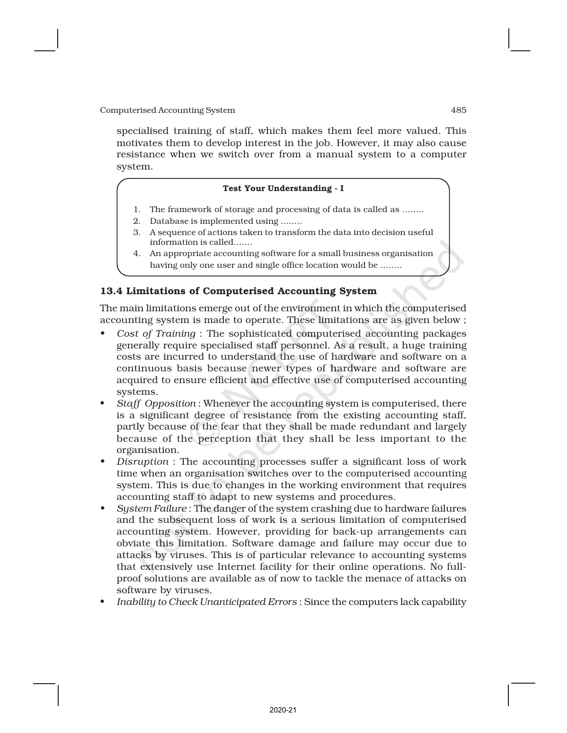specialised training of staff, which makes them feel more valued. This motivates them to develop interest in the job. However, it may also cause resistance when we switch over from a manual system to a computer system.

**Test Your Understanding - I**

1. The framework of storage and processing of data is called as ........
2. Database is implemented using ........
3. A sequence of actions taken to transform the data into decision useful information is called.......
4. An appropriate accounting software for a small business organisation having only one user and single office location would be ........

### 13.4 Limitations of Computerised Accounting System

The main limitations emerge out of the environment in which the computerised accounting system is made to operate. These limitations are as given below ;

- *Cost of Training* : The sophisticated computerised accounting packages generally require specialised staff personnel. As a result, a huge training costs are incurred to understand the use of hardware and software on a continuous basis because newer types of hardware and software are acquired to ensure efficient and effective use of computerised accounting systems.
- *Staff Opposition* : Whenever the accounting system is computerised, there is a significant degree of resistance from the existing accounting staff, partly because of the fear that they shall be made redundant and largely because of the perception that they shall be less important to the organisation.
- *Disruption* : The accounting processes suffer a significant loss of work time when an organisation switches over to the computerised accounting system. This is due to changes in the working environment that requires accounting staff to adapt to new systems and procedures.
- *System Failure* : The danger of the system crashing due to hardware failures and the subsequent loss of work is a serious limitation of computerised accounting system. However, providing for back-up arrangements can obviate this limitation. Software damage and failure may occur due to attacks by viruses. This is of particular relevance to accounting systems that extensively use Internet facility for their online operations. No full-proof solutions are available as of now to tackle the menace of attacks on software by viruses.
- *Inability to Check Unanticipated Errors* : Since the computers lack capability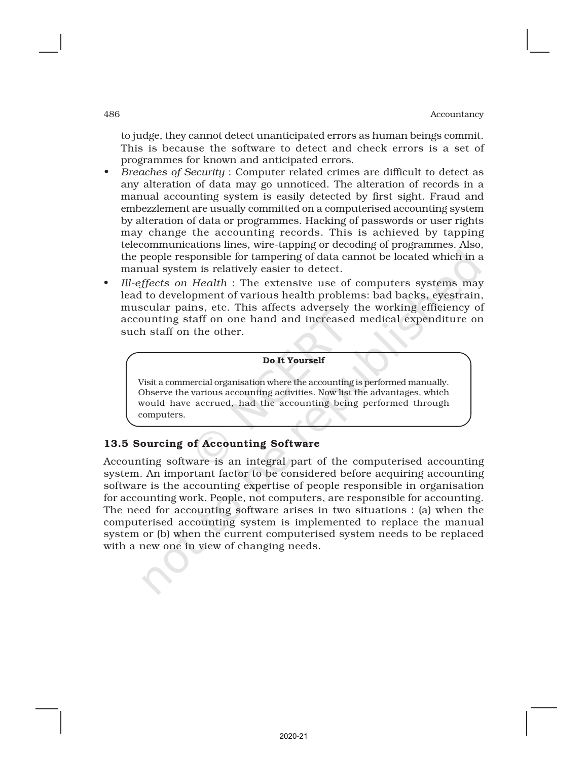to judge, they cannot detect unanticipated errors as human beings commit. This is because the software to detect and check errors is a set of programmes for known and anticipated errors.

- *Breaches of Security* : Computer related crimes are difficult to detect as any alteration of data may go unnoticed. The alteration of records in a manual accounting system is easily detected by first sight. Fraud and embezzlement are usually committed on a computerised accounting system by alteration of data or programmes. Hacking of passwords or user rights may change the accounting records. This is achieved by tapping telecommunications lines, wire-tapping or decoding of programmes. Also, the people responsible for tampering of data cannot be located which in a manual system is relatively easier to detect.
- *Ill-effects on Health* : The extensive use of computers systems may lead to development of various health problems: bad backs, eyestrain, muscular pains, etc. This affects adversely the working efficiency of accounting staff on one hand and increased medical expenditure on such staff on the other.

**Do It Yourself**

Visit a commercial organisation where the accounting is performed manually. Observe the various accounting activities. Now list the advantages, which would have accrued, had the accounting being performed through computers.

## 13.5 Sourcing of Accounting Software

Accounting software is an integral part of the computerised accounting system. An important factor to be considered before acquiring accounting software is the accounting expertise of people responsible in organisation for accounting work. People, not computers, are responsible for accounting. The need for accounting software arises in two situations : (a) when the computerised accounting system is implemented to replace the manual system or (b) when the current computerised system needs to be replaced with a new one in view of changing needs.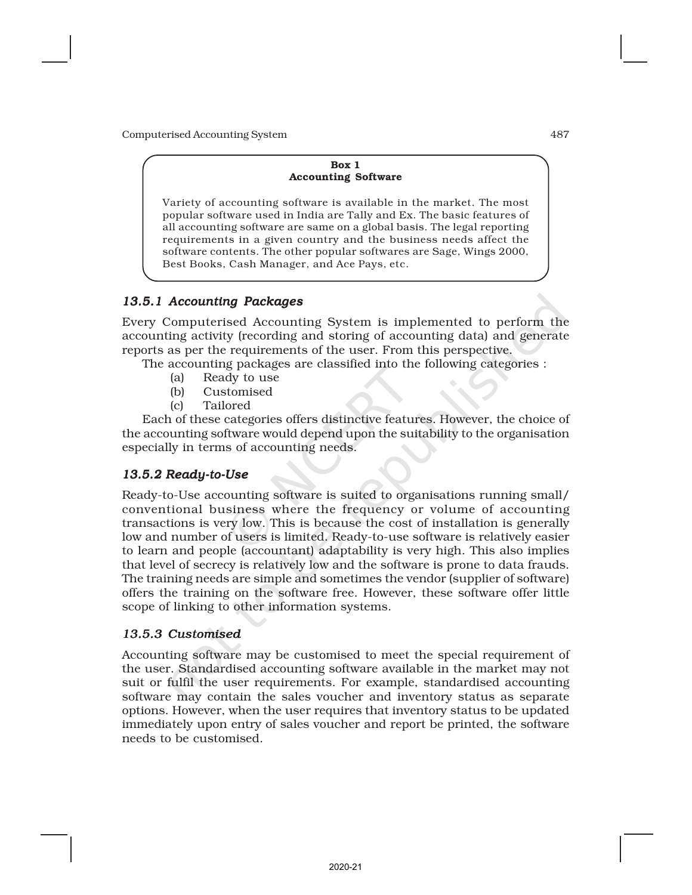**Box 1**
**Accounting Software**

Variety of accounting software is available in the market. The most popular software used in India are Tally and Ex. The basic features of all accounting software are same on a global basis. The legal reporting requirements in a given country and the business needs affect the software contents. The other popular softwares are Sage, Wings 2000, Best Books, Cash Manager, and Ace Pays, etc.

### *13.5.1 Accounting Packages*

Every Computerised Accounting System is implemented to perform the accounting activity (recording and storing of accounting data) and generate reports as per the requirements of the user. From this perspective.

The accounting packages are classified into the following categories :

(a) Ready to use
(b) Customised
(c) Tailored

Each of these categories offers distinctive features. However, the choice of the accounting software would depend upon the suitability to the organisation especially in terms of accounting needs.

### *13.5.2 Ready-to-Use*

Ready-to-Use accounting software is suited to organisations running small/ conventional business where the frequency or volume of accounting transactions is very low. This is because the cost of installation is generally low and number of users is limited. Ready-to-use software is relatively easier to learn and people (accountant) adaptability is very high. This also implies that level of secrecy is relatively low and the software is prone to data frauds. The training needs are simple and sometimes the vendor (supplier of software) offers the training on the software free. However, these software offer little scope of linking to other information systems.

### *13.5.3 Customised*

Accounting software may be customised to meet the special requirement of the user. Standardised accounting software available in the market may not suit or fulfil the user requirements. For example, standardised accounting software may contain the sales voucher and inventory status as separate options. However, when the user requires that inventory status to be updated immediately upon entry of sales voucher and report be printed, the software needs to be customised.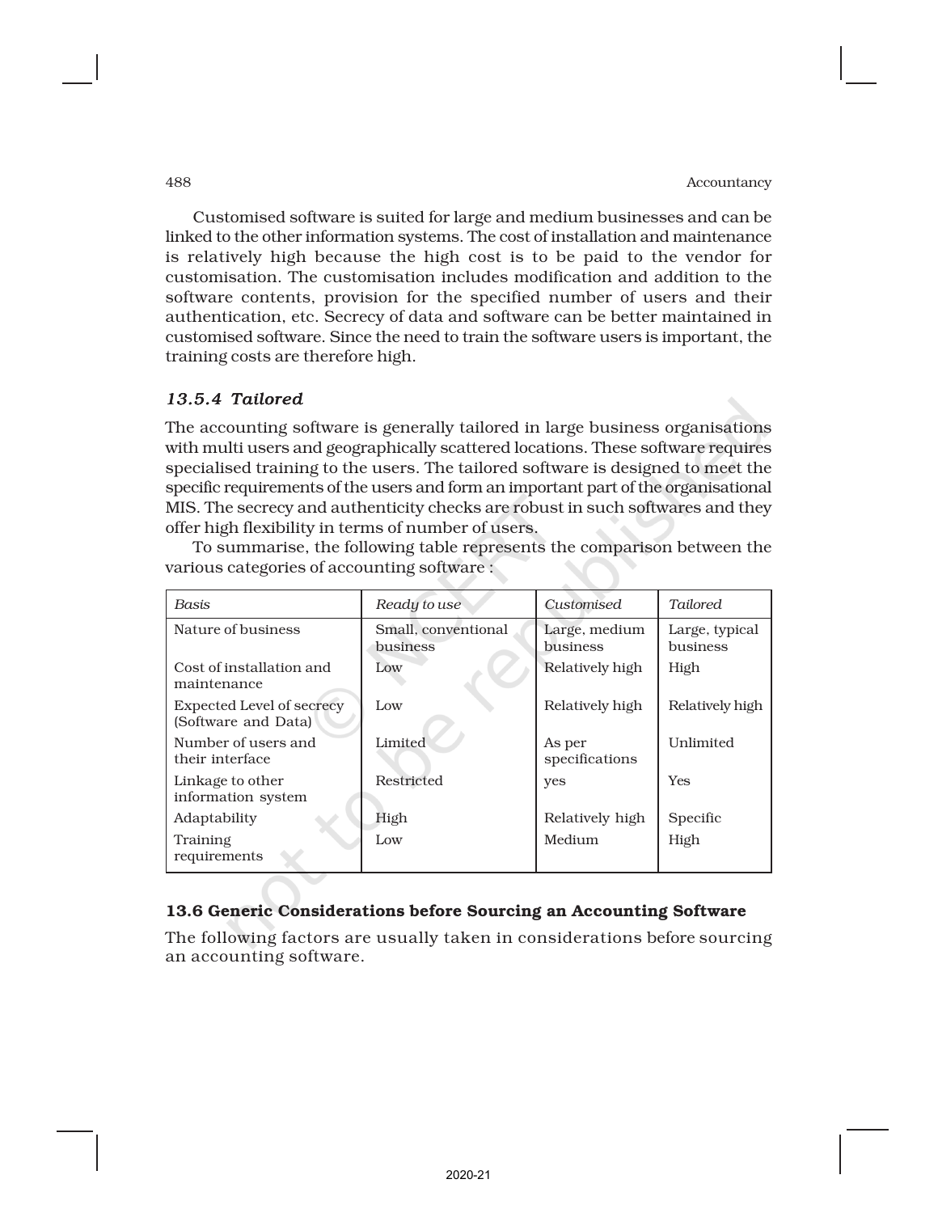Customised software is suited for large and medium businesses and can be linked to the other information systems. The cost of installation and maintenance is relatively high because the high cost is to be paid to the vendor for customisation. The customisation includes modification and addition to the software contents, provision for the specified number of users and their authentication, etc. Secrecy of data and software can be better maintained in customised software. Since the need to train the software users is important, the training costs are therefore high.

### *13.5.4 Tailored*

The accounting software is generally tailored in large business organisations with multi users and geographically scattered locations. These software requires specialised training to the users. The tailored software is designed to meet the specific requirements of the users and form an important part of the organisational MIS. The secrecy and authenticity checks are robust in such softwares and they offer high flexibility in terms of number of users.

To summarise, the following table represents the comparison between the various categories of accounting software :

| *Basis* | *Ready to use* | *Customised* | *Tailored* |
|---|---|---|---|
| Nature of business | Small, conventional business | Large, medium business | Large, typical business |
| Cost of installation and maintenance | Low | Relatively high | High |
| Expected Level of secrecy (Software and Data) | Low | Relatively high | Relatively high |
| Number of users and their interface | Limited | As per specifications | Unlimited |
| Linkage to other information system | Restricted | yes | Yes |
| Adaptability | High | Relatively high | Specific |
| Training requirements | Low | Medium | High |

## 13.6 Generic Considerations before Sourcing an Accounting Software

The following factors are usually taken in considerations before sourcing an accounting software.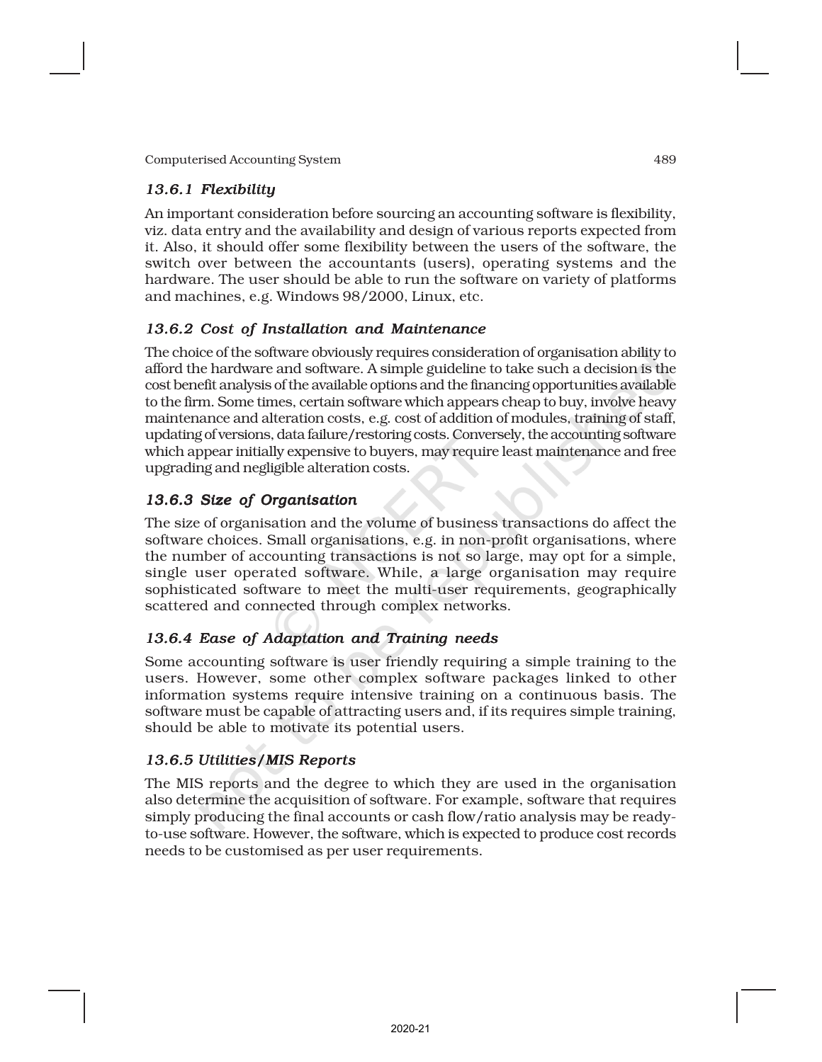### *13.6.1 Flexibility*

An important consideration before sourcing an accounting software is flexibility, viz. data entry and the availability and design of various reports expected from it. Also, it should offer some flexibility between the users of the software, the switch over between the accountants (users), operating systems and the hardware. The user should be able to run the software on variety of platforms and machines, e.g. Windows 98/2000, Linux, etc.

### *13.6.2 Cost of Installation and Maintenance*

The choice of the software obviously requires consideration of organisation ability to afford the hardware and software. A simple guideline to take such a decision is the cost benefit analysis of the available options and the financing opportunities available to the firm. Some times, certain software which appears cheap to buy, involve heavy maintenance and alteration costs, e.g. cost of addition of modules, training of staff, updating of versions, data failure/restoring costs. Conversely, the accounting software which appear initially expensive to buyers, may require least maintenance and free upgrading and negligible alteration costs.

### *13.6.3 Size of Organisation*

The size of organisation and the volume of business transactions do affect the software choices. Small organisations, e.g. in non-profit organisations, where the number of accounting transactions is not so large, may opt for a simple, single user operated software. While, a large organisation may require sophisticated software to meet the multi-user requirements, geographically scattered and connected through complex networks.

### *13.6.4 Ease of Adaptation and Training needs*

Some accounting software is user friendly requiring a simple training to the users. However, some other complex software packages linked to other information systems require intensive training on a continuous basis. The software must be capable of attracting users and, if its requires simple training, should be able to motivate its potential users.

### *13.6.5 Utilities/MIS Reports*

The MIS reports and the degree to which they are used in the organisation also determine the acquisition of software. For example, software that requires simply producing the final accounts or cash flow/ratio analysis may be ready-to-use software. However, the software, which is expected to produce cost records needs to be customised as per user requirements.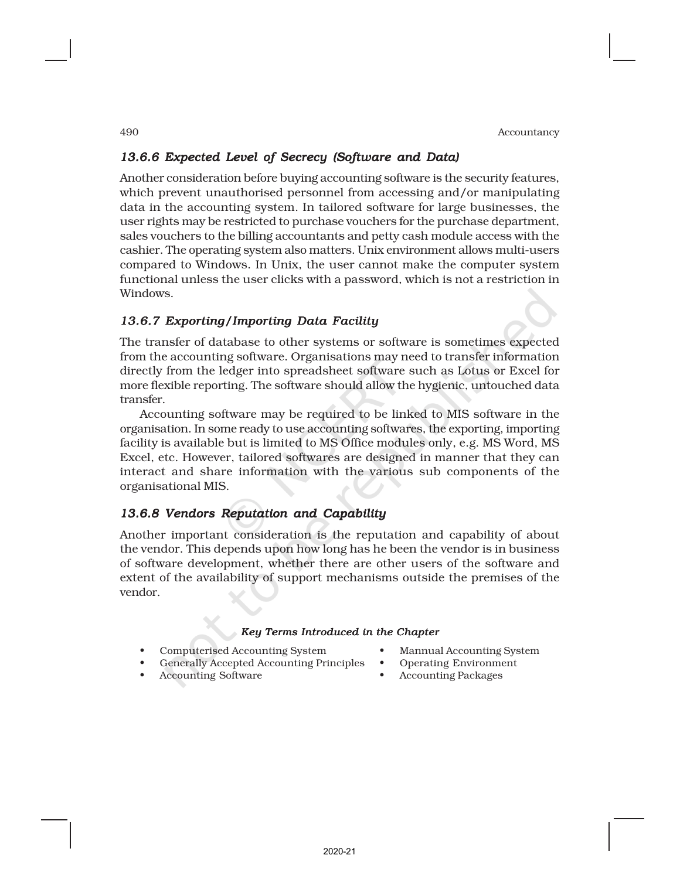### *13.6.6 Expected Level of Secrecy (Software and Data)*

Another consideration before buying accounting software is the security features, which prevent unauthorised personnel from accessing and/or manipulating data in the accounting system. In tailored software for large businesses, the user rights may be restricted to purchase vouchers for the purchase department, sales vouchers to the billing accountants and petty cash module access with the cashier. The operating system also matters. Unix environment allows multi-users compared to Windows. In Unix, the user cannot make the computer system functional unless the user clicks with a password, which is not a restriction in Windows.

### *13.6.7 Exporting/Importing Data Facility*

The transfer of database to other systems or software is sometimes expected from the accounting software. Organisations may need to transfer information directly from the ledger into spreadsheet software such as Lotus or Excel for more flexible reporting. The software should allow the hygienic, untouched data transfer.

Accounting software may be required to be linked to MIS software in the organisation. In some ready to use accounting softwares, the exporting, importing facility is available but is limited to MS Office modules only, e.g. MS Word, MS Excel, etc. However, tailored softwares are designed in manner that they can interact and share information with the various sub components of the organisational MIS.

### *13.6.8 Vendors Reputation and Capability*

Another important consideration is the reputation and capability of about the vendor. This depends upon how long has he been the vendor is in business of software development, whether there are other users of the software and extent of the availability of support mechanisms outside the premises of the vendor.

*Key Terms Introduced in the Chapter*

- Computerised Accounting System
- Generally Accepted Accounting Principles
- Accounting Software
- Mannual Accounting System
- Operating Environment
- Accounting Packages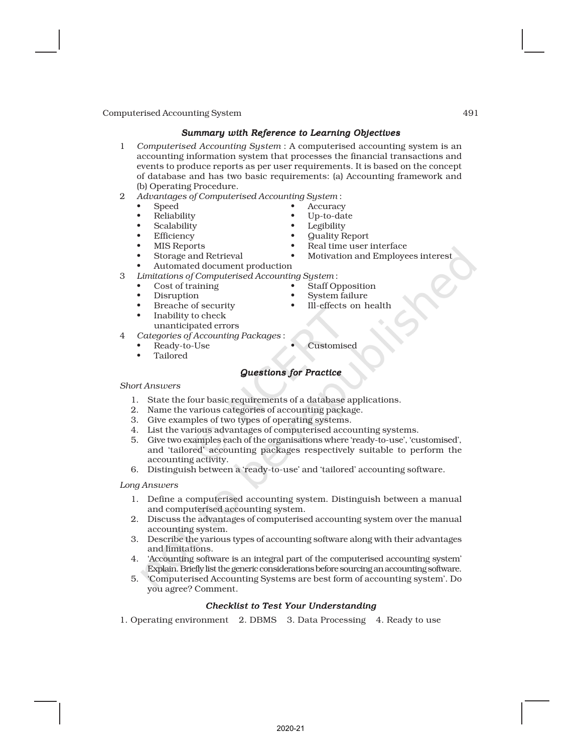### *Summary with Reference to Learning Objectives*

1 *Computerised Accounting System* : A computerised accounting system is an accounting information system that processes the financial transactions and events to produce reports as per user requirements. It is based on the concept of database and has two basic requirements: (a) Accounting framework and (b) Operating Procedure.

2 *Advantages of Computerised Accounting System* :
- Speed
- Accuracy
- Reliability
- Up-to-date
- Scalability
- Legibility
- Efficiency
- Quality Report
- MIS Reports
- Real time user interface
- Storage and Retrieval
- Motivation and Employees interest
- Automated document production

3 *Limitations of Computerised Accounting System* :
- Cost of training
- Staff Opposition
- Disruption
- System failure
- Breache of security
- Ill-effects on health
- Inability to check unanticipated errors

4 *Categories of Accounting Packages* :
- Ready-to-Use
- Customised
- Tailored

### *Questions for Practice*

*Short Answers*

1. State the four basic requirements of a database applications.
2. Name the various categories of accounting package.
3. Give examples of two types of operating systems.
4. List the various advantages of computerised accounting systems.
5. Give two examples each of the organisations where 'ready-to-use', 'customised', and 'tailored' accounting packages respectively suitable to perform the accounting activity.
6. Distinguish between a 'ready-to-use' and 'tailored' accounting software.

*Long Answers*

1. Define a computerised accounting system. Distinguish between a manual and computerised accounting system.
2. Discuss the advantages of computerised accounting system over the manual accounting system.
3. Describe the various types of accounting software along with their advantages and limitations.
4. 'Accounting software is an integral part of the computerised accounting system' Explain. Briefly list the generic considerations before sourcing an accounting software.
5. 'Computerised Accounting Systems are best form of accounting system'. Do you agree? Comment.

### *Checklist to Test Your Understanding*

1. Operating environment 2. DBMS 3. Data Processing 4. Ready to use